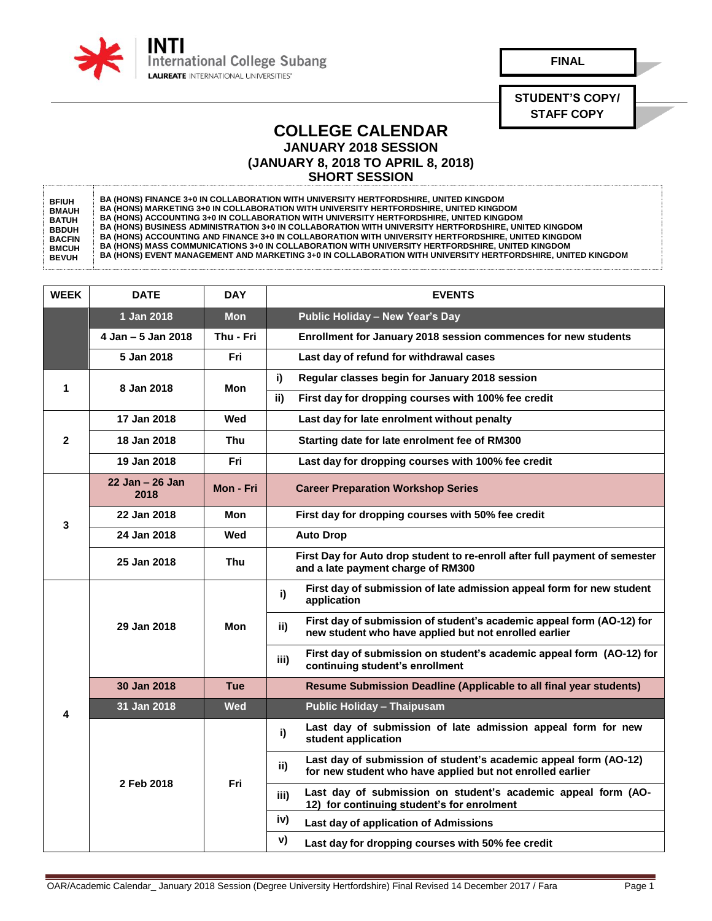**INTI International College Subang**
LAUREATE INTERNATIONAL UNIVERSITIES

**FINAL**

**STUDENT'S COPY/ STAFF COPY**

# COLLEGE CALENDAR
## JANUARY 2018 SESSION
## (JANUARY 8, 2018 TO APRIL 8, 2018)
## SHORT SESSION

| | |
|---|---|
| BFIUH | BA (HONS) FINANCE 3+0 IN COLLABORATION WITH UNIVERSITY HERTFORDSHIRE, UNITED KINGDOM |
| BMAUH | BA (HONS) MARKETING 3+0 IN COLLABORATION WITH UNIVERSITY HERTFORDSHIRE, UNITED KINGDOM |
| BATUH | BA (HONS) ACCOUNTING 3+0 IN COLLABORATION WITH UNIVERSITY HERTFORDSHIRE, UNITED KINGDOM |
| BBDUH | BA (HONS) BUSINESS ADMINISTRATION 3+0 IN COLLABORATION WITH UNIVERSITY HERTFORDSHIRE, UNITED KINGDOM |
| BACFIN | BA (HONS) ACCOUNTING AND FINANCE 3+0 IN COLLABORATION WITH UNIVERSITY HERTFORDSHIRE, UNITED KINGDOM |
| BMCUH | BA (HONS) MASS COMMUNICATIONS 3+0 IN COLLABORATION WITH UNIVERSITY HERTFORDSHIRE, UNITED KINGDOM |
| BEVUH | BA (HONS) EVENT MANAGEMENT AND MARKETING 3+0 IN COLLABORATION WITH UNIVERSITY HERTFORDSHIRE, UNITED KINGDOM |

| WEEK | DATE | DAY | | EVENTS |
|---|---|---|---|---|
| | 1 Jan 2018 | Mon | | Public Holiday – New Year's Day |
| | 4 Jan – 5 Jan 2018 | Thu - Fri | | Enrollment for January 2018 session commences for new students |
| | 5 Jan 2018 | Fri | | Last day of refund for withdrawal cases |
| 1 | 8 Jan 2018 | Mon | i) | Regular classes begin for January 2018 session |
| | | | ii) | First day for dropping courses with 100% fee credit |
| 2 | 17 Jan 2018 | Wed | | Last day for late enrolment without penalty |
| | 18 Jan 2018 | Thu | | Starting date for late enrolment fee of RM300 |
| | 19 Jan 2018 | Fri | | Last day for dropping courses with 100% fee credit |
| 3 | 22 Jan – 26 Jan 2018 | Mon - Fri | | Career Preparation Workshop Series |
| | 22 Jan 2018 | Mon | | First day for dropping courses with 50% fee credit |
| | 24 Jan 2018 | Wed | | Auto Drop |
| | 25 Jan 2018 | Thu | | First Day for Auto drop student to re-enroll after full payment of semester and a late payment charge of RM300 |
| 4 | 29 Jan 2018 | Mon | i) | First day of submission of late admission appeal form for new student application |
| | | | ii) | First day of submission of student's academic appeal form (AO-12) for new student who have applied but not enrolled earlier |
| | | | iii) | First day of submission on student's academic appeal form (AO-12) for continuing student's enrollment |
| | 30 Jan 2018 | Tue | | Resume Submission Deadline (Applicable to all final year students) |
| | 31 Jan 2018 | Wed | | Public Holiday – Thaipusam |
| | 2 Feb 2018 | Fri | i) | Last day of submission of late admission appeal form for new student application |
| | | | ii) | Last day of submission of student's academic appeal form (AO-12) for new student who have applied but not enrolled earlier |
| | | | iii) | Last day of submission on student's academic appeal form (AO-12) for continuing student's for enrolment |
| | | | iv) | Last day of application of Admissions |
| | | | v) | Last day for dropping courses with 50% fee credit |

OAR/Academic Calendar_ January 2018 Session (Degree University Hertfordshire) Final Revised 14 December 2017 / Fara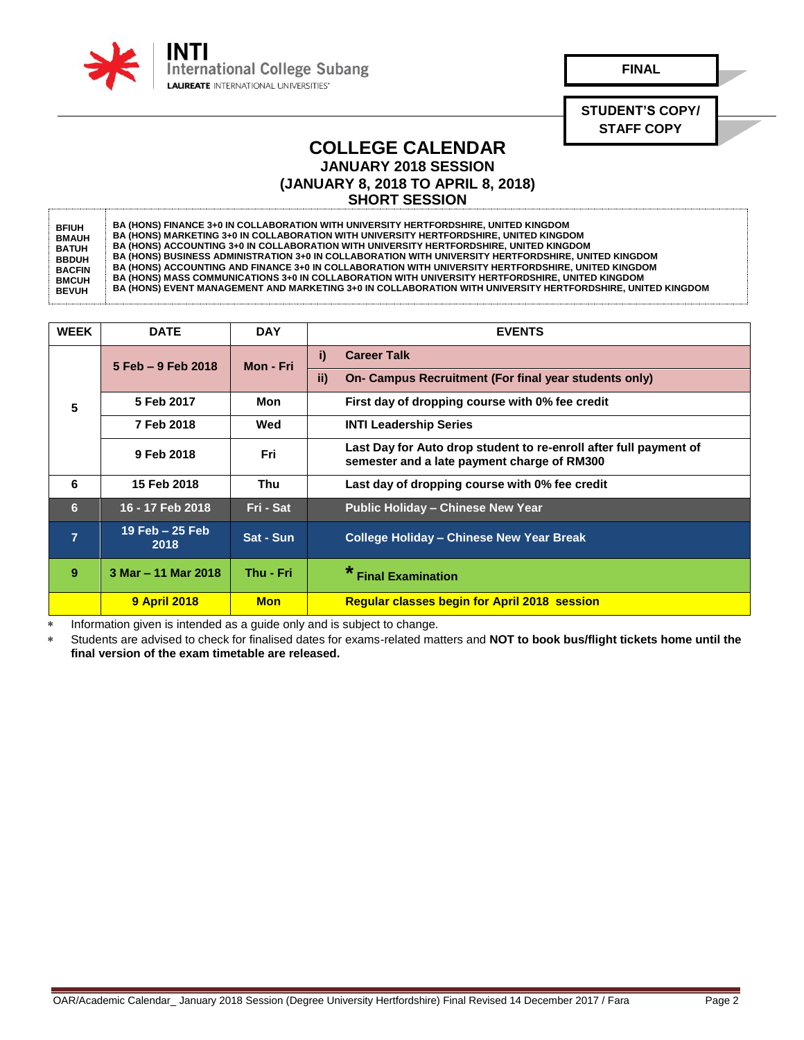INTI International College Subang
LAUREATE INTERNATIONAL UNIVERSITIES®

**FINAL**

**STUDENT'S COPY/ STAFF COPY**

# COLLEGE CALENDAR
## JANUARY 2018 SESSION
## (JANUARY 8, 2018 TO APRIL 8, 2018)
## SHORT SESSION

| | |
|---|---|
| **BFIUH** | **BA (HONS) FINANCE 3+0 IN COLLABORATION WITH UNIVERSITY HERTFORDSHIRE, UNITED KINGDOM** |
| **BMAUH** | **BA (HONS) MARKETING 3+0 IN COLLABORATION WITH UNIVERSITY HERTFORDSHIRE, UNITED KINGDOM** |
| **BATUH** | **BA (HONS) ACCOUNTING 3+0 IN COLLABORATION WITH UNIVERSITY HERTFORDSHIRE, UNITED KINGDOM** |
| **BBDUH** | **BA (HONS) BUSINESS ADMINISTRATION 3+0 IN COLLABORATION WITH UNIVERSITY HERTFORDSHIRE, UNITED KINGDOM** |
| **BACFIN** | **BA (HONS) ACCOUNTING AND FINANCE 3+0 IN COLLABORATION WITH UNIVERSITY HERTFORDSHIRE, UNITED KINGDOM** |
| **BMCUH** | **BA (HONS) MASS COMMUNICATIONS 3+0 IN COLLABORATION WITH UNIVERSITY HERTFORDSHIRE, UNITED KINGDOM** |
| **BEVUH** | **BA (HONS) EVENT MANAGEMENT AND MARKETING 3+0 IN COLLABORATION WITH UNIVERSITY HERTFORDSHIRE, UNITED KINGDOM** |

| WEEK | DATE | DAY | EVENTS |
|---|---|---|---|
| 5 | 5 Feb – 9 Feb 2018 | Mon - Fri | i) Career Talk |
| | | | ii) On- Campus Recruitment (For final year students only) |
| | 5 Feb 2017 | Mon | First day of dropping course with 0% fee credit |
| | 7 Feb 2018 | Wed | INTI Leadership Series |
| | 9 Feb 2018 | Fri | Last Day for Auto drop student to re-enroll after full payment of semester and a late payment charge of RM300 |
| 6 | 15 Feb 2018 | Thu | Last day of dropping course with 0% fee credit |
| 6 | 16 - 17 Feb 2018 | Fri - Sat | Public Holiday – Chinese New Year |
| 7 | 19 Feb – 25 Feb 2018 | Sat - Sun | College Holiday – Chinese New Year Break |
| 9 | 3 Mar – 11 Mar 2018 | Thu - Fri | * Final Examination |
| | 9 April 2018 | Mon | Regular classes begin for April 2018 session |

- Information given is intended as a guide only and is subject to change.
- Students are advised to check for finalised dates for exams-related matters and **NOT to book bus/flight tickets home until the final version of the exam timetable are released.**

OAR/Academic Calendar_ January 2018 Session (Degree University Hertfordshire) Final Revised 14 December 2017 / Fara